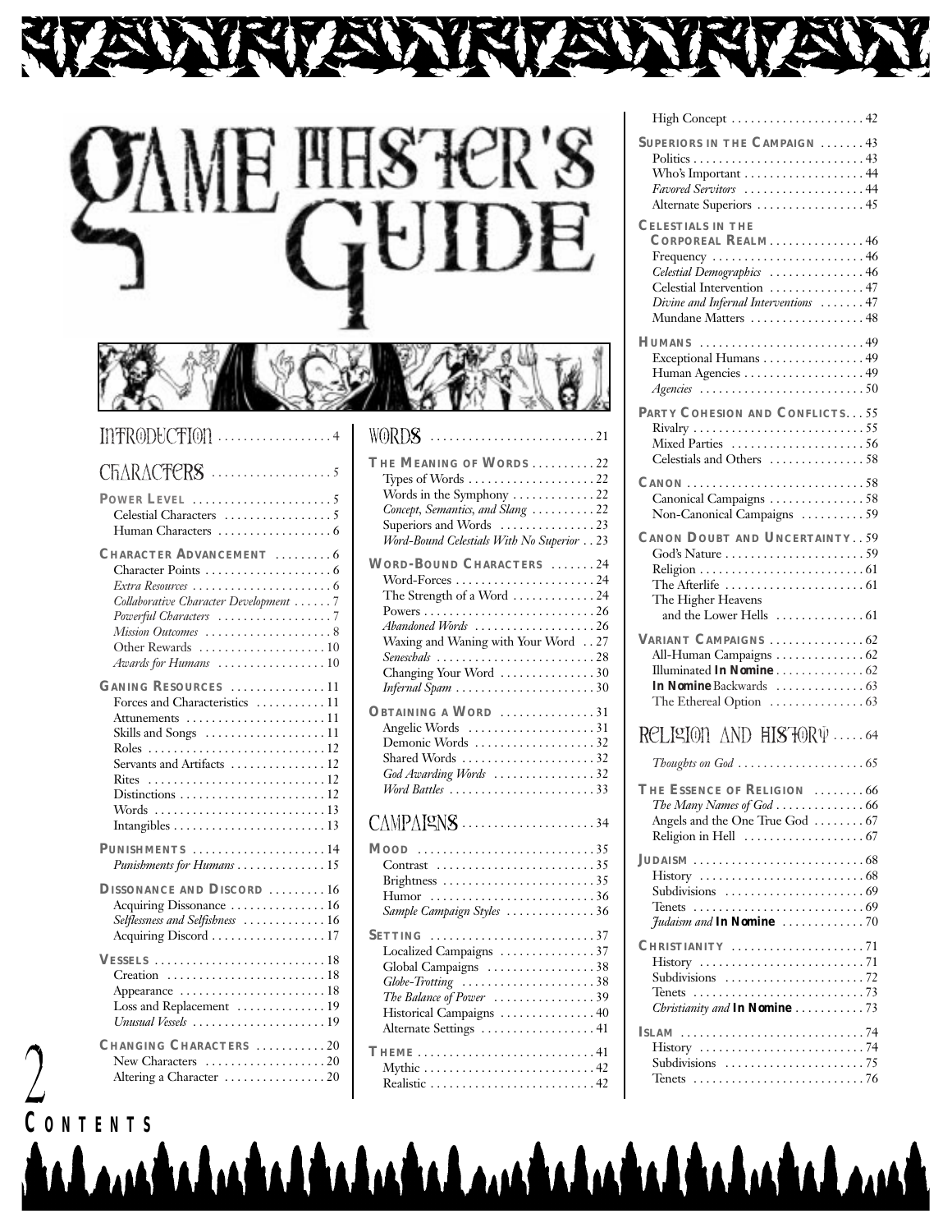# Game Master's Guide

## Contents

### Introduction .................. 4

### Characters .................. 5

**Power Level** .................. 5
- Celestial Characters .................. 5
- Human Characters .................. 6

**Character Advancement** .................. 6
- Character Points .................. 6
- *Extra Resources* .................. 6
- *Collaborative Character Development* .................. 7
- *Powerful Characters* .................. 7
- *Mission Outcomes* .................. 8
- Other Rewards .................. 10
- *Awards for Humans* .................. 10

**Gaining Resources** .................. 11
- Forces and Characteristics .................. 11
- Attunements .................. 11
- Skills and Songs .................. 11
- Roles .................. 12
- Servants and Artifacts .................. 12
- Rites .................. 12
- Distinctions .................. 12
- Words .................. 13
- Intangibles .................. 13

**Punishments** .................. 14
- *Punishments for Humans* .................. 15

**Dissonance and Discord** .................. 16
- Acquiring Dissonance .................. 16
- *Selflessness and Selfishness* .................. 16
- Acquiring Discord .................. 17

**Vessels** .................. 18
- Creation .................. 18
- Appearance .................. 18
- Loss and Replacement .................. 19
- *Unusual Vessels* .................. 19

**Changing Characters** .................. 20
- New Characters .................. 20
- Altering a Character .................. 20

### Words .................. 21

**The Meaning of Words** .................. 22
- Types of Words .................. 22
- Words in the Symphony .................. 22
- *Concept, Semantics, and Slang* .................. 22
- Superiors and Words .................. 23
- *Word-Bound Celestials With No Superior* .................. 23

**Word-Bound Characters** .................. 24
- Word-Forces .................. 24
- The Strength of a Word .................. 24
- Powers .................. 26
- *Abandoned Words* .................. 26
- Waxing and Waning with Your Word .................. 27
- *Seneschals* .................. 28
- Changing Your Word .................. 30
- *Infernal Spam* .................. 30

**Obtaining a Word** .................. 31
- Angelic Words .................. 31
- Demonic Words .................. 32
- Shared Words .................. 32
- *God Awarding Words* .................. 32
- *Word Battles* .................. 33

### Campaigns .................. 34

**Mood** .................. 35
- Contrast .................. 35
- Brightness .................. 35
- Humor .................. 36
- *Sample Campaign Styles* .................. 36

**Setting** .................. 37
- Localized Campaigns .................. 37
- Global Campaigns .................. 38
- *Globe-Trotting* .................. 38
- *The Balance of Power* .................. 39
- Historical Campaigns .................. 40
- Alternate Settings .................. 41

**Theme** .................. 41
- Mythic .................. 42
- Realistic .................. 42
- High Concept .................. 42

**Superiors in the Campaign** .................. 43
- Politics .................. 43
- Who's Important .................. 44
- *Favored Servitors* .................. 44
- Alternate Superiors .................. 45

**Celestials in the Corporeal Realm** .................. 46
- Frequency .................. 46
- *Celestial Demographics* .................. 46
- Celestial Intervention .................. 47
- *Divine and Infernal Interventions* .................. 47
- Mundane Matters .................. 48

**Humans** .................. 49
- Exceptional Humans .................. 49
- Human Agencies .................. 49
- *Agencies* .................. 50

**Party Cohesion and Conflicts** .................. 55
- Rivalry .................. 55
- Mixed Parties .................. 56
- Celestials and Others .................. 58

**Canon** .................. 58
- Canonical Campaigns .................. 58
- Non-Canonical Campaigns .................. 59

**Canon Doubt and Uncertainty** .................. 59
- God's Nature .................. 59
- Religion .................. 61
- The Afterlife .................. 61
- The Higher Heavens and the Lower Hells .................. 61

**Variant Campaigns** .................. 62
- All-Human Campaigns .................. 62
- Illuminated **In Nomine** .................. 62
- **In Nomine** Backwards .................. 63
- The Ethereal Option .................. 63

### Religion and History .................. 64

*Thoughts on God* .................. 65

**The Essence of Religion** .................. 66
- *The Many Names of God* .................. 66
- Angels and the One True God .................. 67
- Religion in Hell .................. 67

**Judaism** .................. 68
- History .................. 68
- Subdivisions .................. 69
- Tenets .................. 69
- *Judaism and* ***In Nomine*** .................. 70

**Christianity** .................. 71
- History .................. 71
- Subdivisions .................. 72
- Tenets .................. 73
- *Christianity and* ***In Nomine*** .................. 73

**Islam** .................. 74
- History .................. 74
- Subdivisions .................. 75
- Tenets .................. 76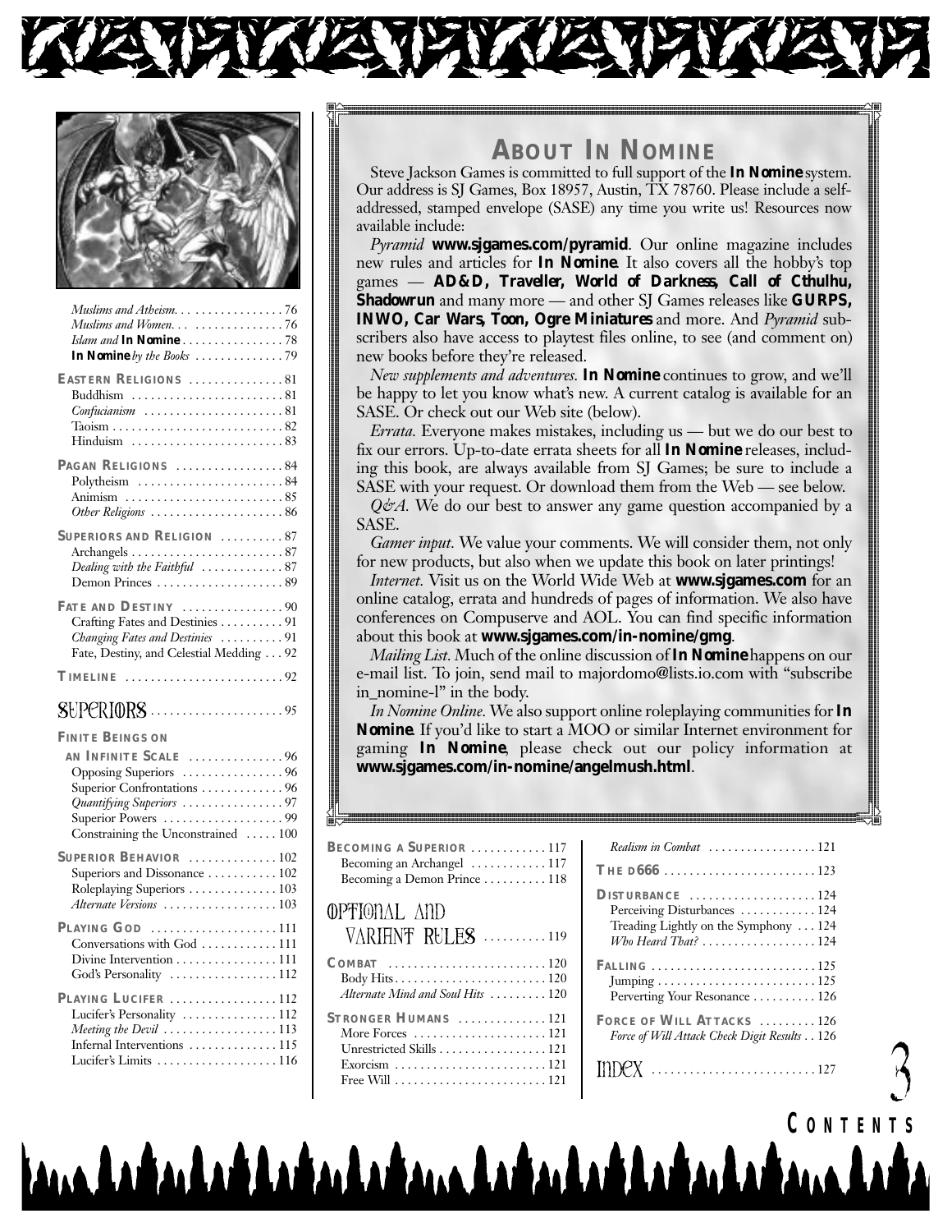*Muslims and Atheism* . . . . . . . . . . . . . . . . 76
*Muslims and Women* . . . . . . . . . . . . . . . . 76
*Islam and* **In Nomine** . . . . . . . . . . . . . . . . 78
**In Nomine** *by the Books* . . . . . . . . . . . . . . 79

**EASTERN RELIGIONS** . . . . . . . . . . . . . . . 81
Buddhism . . . . . . . . . . . . . . . . . . . . . . . . 81
*Confucianism* . . . . . . . . . . . . . . . . . . . . . . 81
Taoism . . . . . . . . . . . . . . . . . . . . . . . . . . . 82
Hinduism . . . . . . . . . . . . . . . . . . . . . . . . 83

**PAGAN RELIGIONS** . . . . . . . . . . . . . . . . . 84
Polytheism . . . . . . . . . . . . . . . . . . . . . . . 84
Animism . . . . . . . . . . . . . . . . . . . . . . . . . 85
*Other Religions* . . . . . . . . . . . . . . . . . . . . . 86

**SUPERIORS AND RELIGION** . . . . . . . . . . 87
Archangels . . . . . . . . . . . . . . . . . . . . . . . . 87
*Dealing with the Faithful* . . . . . . . . . . . . 87
Demon Princes . . . . . . . . . . . . . . . . . . . . 89

**FATE AND DESTINY** . . . . . . . . . . . . . . . . 90
Crafting Fates and Destinies . . . . . . . . . . 91
*Changing Fates and Destinies* . . . . . . . . . 91
Fate, Destiny, and Celestial Medding . . . 92

**TIMELINE** . . . . . . . . . . . . . . . . . . . . . . . . . 92

# SUPERIORS . . . . . . . . . . . . . . . . . . . . . 95

**FINITE BEINGS ON AN INFINITE SCALE** . . . . . . . . . . . . . . . 96
Opposing Superiors . . . . . . . . . . . . . . . . 96
Superior Confrontations . . . . . . . . . . . . . 96
*Quantifying Superiors* . . . . . . . . . . . . . . . . 97
Superior Powers . . . . . . . . . . . . . . . . . . . 99
Constraining the Unconstrained . . . . . 100

**SUPERIOR BEHAVIOR** . . . . . . . . . . . . . 102
Superiors and Dissonance . . . . . . . . . . . 102
Roleplaying Superiors . . . . . . . . . . . . . . 103
*Alternate Versions* . . . . . . . . . . . . . . . . . . 103

**PLAYING GOD** . . . . . . . . . . . . . . . . . . . 111
Conversations with God . . . . . . . . . . . . 111
Divine Intervention . . . . . . . . . . . . . . . . 111
God's Personality . . . . . . . . . . . . . . . . . 112

**PLAYING LUCIFER** . . . . . . . . . . . . . . . . 112
Lucifer's Personality . . . . . . . . . . . . . . . 112
*Meeting the Devil* . . . . . . . . . . . . . . . . . . 113
Infernal Interventions . . . . . . . . . . . . . . 115
Lucifer's Limits . . . . . . . . . . . . . . . . . . . 116

## ABOUT IN NOMINE

Steve Jackson Games is committed to full support of the **In Nomine** system. Our address is SJ Games, Box 18957, Austin, TX 78760. Please include a self-addressed, stamped envelope (SASE) any time you write us! Resources now available include:

*Pyramid* **www.sjgames.com/pyramid**. Our online magazine includes new rules and articles for **In Nomine**. It also covers all the hobby's top games — **AD&D, Traveller, World of Darkness, Call of Cthulhu, Shadowrun** and many more — and other SJ Games releases like **GURPS, INWO, Car Wars, Toon, Ogre Miniatures** and more. And *Pyramid* subscribers also have access to playtest files online, to see (and comment on) new books before they're released.

*New supplements and adventures.* **In Nomine** continues to grow, and we'll be happy to let you know what's new. A current catalog is available for an SASE. Or check out our Web site (below).

*Errata.* Everyone makes mistakes, including us — but we do our best to fix our errors. Up-to-date errata sheets for all **In Nomine** releases, including this book, are always available from SJ Games; be sure to include a SASE with your request. Or download them from the Web — see below.

*Q&A.* We do our best to answer any game question accompanied by a SASE.

*Gamer input.* We value your comments. We will consider them, not only for new products, but also when we update this book on later printings!

*Internet.* Visit us on the World Wide Web at **www.sjgames.com** for an online catalog, errata and hundreds of pages of information. We also have conferences on Compuserve and AOL. You can find specific information about this book at **www.sjgames.com/in-nomine/gmg**.

*Mailing List.* Much of the online discussion of **In Nomine** happens on our e-mail list. To join, send mail to majordomo@lists.io.com with "subscribe in_nomine-l" in the body.

*In Nomine Online.* We also support online roleplaying communities for **In Nomine**. If you'd like to start a MOO or similar Internet environment for gaming **In Nomine**, please check out our policy information at **www.sjgames.com/in-nomine/angelmush.html**.

**BECOMING A SUPERIOR** . . . . . . . . . . . . 117
Becoming an Archangel . . . . . . . . . . . . 117
Becoming a Demon Prince . . . . . . . . . . 118

# OPTIONAL AND VARIANT RULES . . . . . . . . . . 119

**COMBAT** . . . . . . . . . . . . . . . . . . . . . . . . 120
Body Hits . . . . . . . . . . . . . . . . . . . . . . . . 120
*Alternate Mind and Soul Hits* . . . . . . . . . 120

**STRONGER HUMANS** . . . . . . . . . . . . . . 121
More Forces . . . . . . . . . . . . . . . . . . . . . 121
Unrestricted Skills . . . . . . . . . . . . . . . . . 121
Exorcism . . . . . . . . . . . . . . . . . . . . . . . . 121
Free Will . . . . . . . . . . . . . . . . . . . . . . . . 121

*Realism in Combat* . . . . . . . . . . . . . . . . . 121

**THE D666** . . . . . . . . . . . . . . . . . . . . . . . . 123

**DISTURBANCE** . . . . . . . . . . . . . . . . . . . 124
Perceiving Disturbances . . . . . . . . . . . . 124
Treading Lightly on the Symphony . . . 124
*Who Heard That?* . . . . . . . . . . . . . . . . . . 124

**FALLING** . . . . . . . . . . . . . . . . . . . . . . . . . 125
Jumping . . . . . . . . . . . . . . . . . . . . . . . . . 125
Perverting Your Resonance . . . . . . . . . . 126

**FORCE OF WILL ATTACKS** . . . . . . . . . 126
*Force of Will Attack Check Digit Results* . . 126

# INDEX . . . . . . . . . . . . . . . . . . . . . . . . . 127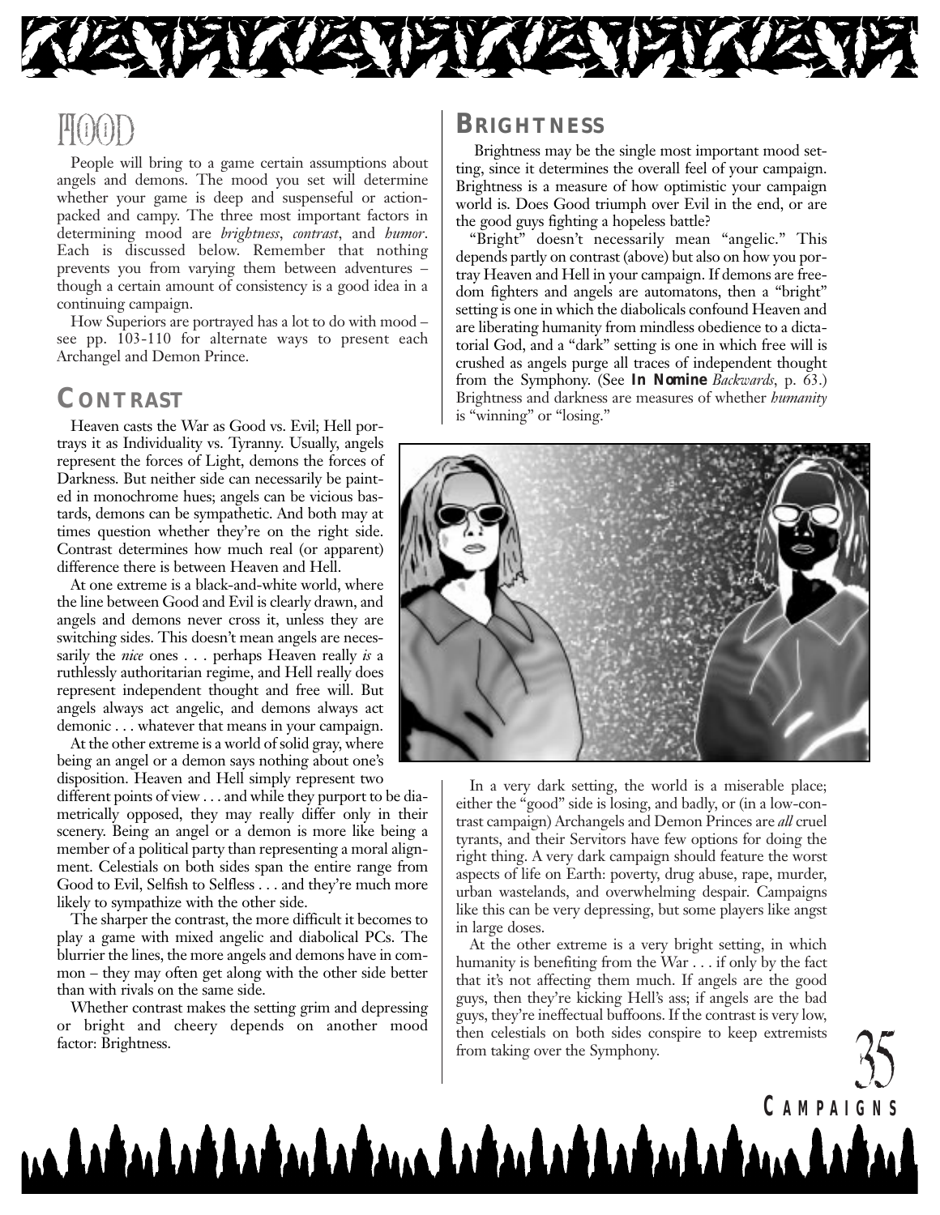# Mood

People will bring to a game certain assumptions about angels and demons. The mood you set will determine whether your game is deep and suspenseful or action-packed and campy. The three most important factors in determining mood are *brightness*, *contrast*, and *humor*. Each is discussed below. Remember that nothing prevents you from varying them between adventures – though a certain amount of consistency is a good idea in a continuing campaign.

How Superiors are portrayed has a lot to do with mood – see pp. 103-110 for alternate ways to present each Archangel and Demon Prince.

## Contrast

Heaven casts the War as Good vs. Evil; Hell portrays it as Individuality vs. Tyranny. Usually, angels represent the forces of Light, demons the forces of Darkness. But neither side can necessarily be painted in monochrome hues; angels can be vicious bastards, demons can be sympathetic. And both may at times question whether they're on the right side. Contrast determines how much real (or apparent) difference there is between Heaven and Hell.

At one extreme is a black-and-white world, where the line between Good and Evil is clearly drawn, and angels and demons never cross it, unless they are switching sides. This doesn't mean angels are necessarily the *nice* ones . . . perhaps Heaven really *is* a ruthlessly authoritarian regime, and Hell really does represent independent thought and free will. But angels always act angelic, and demons always act demonic . . . whatever that means in your campaign.

At the other extreme is a world of solid gray, where being an angel or a demon says nothing about one's disposition. Heaven and Hell simply represent two different points of view . . . and while they purport to be diametrically opposed, they may really differ only in their scenery. Being an angel or a demon is more like being a member of a political party than representing a moral alignment. Celestials on both sides span the entire range from Good to Evil, Selfish to Selfless . . . and they're much more likely to sympathize with the other side.

The sharper the contrast, the more difficult it becomes to play a game with mixed angelic and diabolical PCs. The blurrier the lines, the more angels and demons have in common – they may often get along with the other side better than with rivals on the same side.

Whether contrast makes the setting grim and depressing or bright and cheery depends on another mood factor: Brightness.

## Brightness

Brightness may be the single most important mood setting, since it determines the overall feel of your campaign. Brightness is a measure of how optimistic your campaign world is. Does Good triumph over Evil in the end, or are the good guys fighting a hopeless battle?

"Bright" doesn't necessarily mean "angelic." This depends partly on contrast (above) but also on how you portray Heaven and Hell in your campaign. If demons are freedom fighters and angels are automatons, then a "bright" setting is one in which the diabolicals confound Heaven and are liberating humanity from mindless obedience to a dictatorial God, and a "dark" setting is one in which free will is crushed as angels purge all traces of independent thought from the Symphony. (See ***In Nomine** Backwards*, p. 63.) Brightness and darkness are measures of whether *humanity* is "winning" or "losing."

In a very dark setting, the world is a miserable place; either the "good" side is losing, and badly, or (in a low-contrast campaign) Archangels and Demon Princes are *all* cruel tyrants, and their Servitors have few options for doing the right thing. A very dark campaign should feature the worst aspects of life on Earth: poverty, drug abuse, rape, murder, urban wastelands, and overwhelming despair. Campaigns like this can be very depressing, but some players like angst in large doses.

At the other extreme is a very bright setting, in which humanity is benefiting from the War . . . if only by the fact that it's not affecting them much. If angels are the good guys, then they're kicking Hell's ass; if angels are the bad guys, they're ineffectual buffoons. If the contrast is very low, then celestials on both sides conspire to keep extremists from taking over the Symphony.